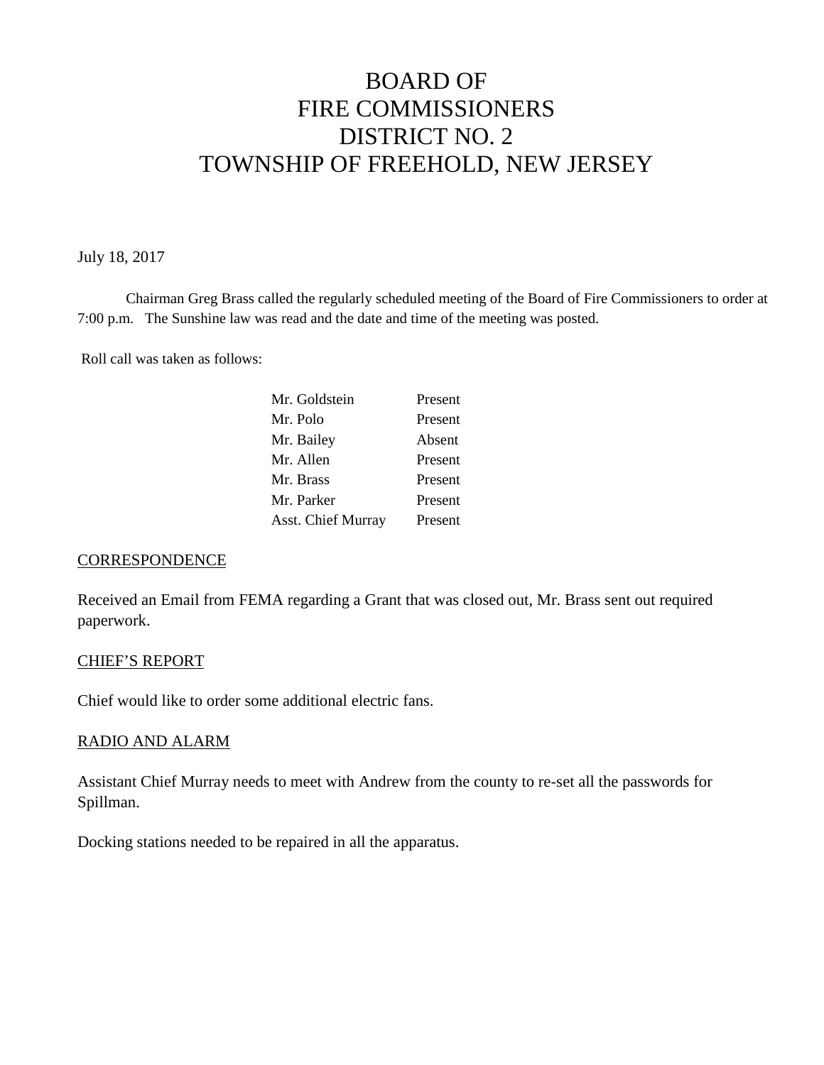# BOARD OF
# FIRE COMMISSIONERS
# DISTRICT NO. 2
# TOWNSHIP OF FREEHOLD, NEW JERSEY

July 18, 2017

Chairman Greg Brass called the regularly scheduled meeting of the Board of Fire Commissioners to order at 7:00 p.m. The Sunshine law was read and the date and time of the meeting was posted.

Roll call was taken as follows:

| | |
|---|---|
| Mr. Goldstein | Present |
| Mr. Polo | Present |
| Mr. Bailey | Absent |
| Mr. Allen | Present |
| Mr. Brass | Present |
| Mr. Parker | Present |
| Asst. Chief Murray | Present |

## CORRESPONDENCE

Received an Email from FEMA regarding a Grant that was closed out, Mr. Brass sent out required paperwork.

## CHIEF'S REPORT

Chief would like to order some additional electric fans.

## RADIO AND ALARM

Assistant Chief Murray needs to meet with Andrew from the county to re-set all the passwords for Spillman.

Docking stations needed to be repaired in all the apparatus.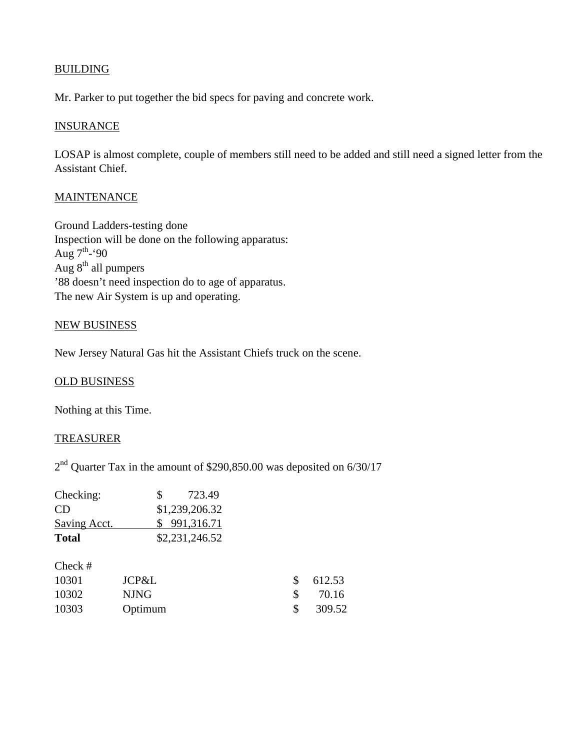## BUILDING

Mr. Parker to put together the bid specs for paving and concrete work.

## INSURANCE

LOSAP is almost complete, couple of members still need to be added and still need a signed letter from the Assistant Chief.

## MAINTENANCE

Ground Ladders-testing done
Inspection will be done on the following apparatus:
Aug 7th-'90
Aug 8th all pumpers
'88 doesn't need inspection do to age of apparatus.
The new Air System is up and operating.

## NEW BUSINESS

New Jersey Natural Gas hit the Assistant Chiefs truck on the scene.

## OLD BUSINESS

Nothing at this Time.

## TREASURER

2nd Quarter Tax in the amount of $290,850.00 was deposited on 6/30/17

| | |
|---|---|
| Checking: | $ 723.49 |
| CD | $1,239,206.32 |
| Saving Acct. | $ 991,316.71 |
| **Total** | $2,231,246.52 |

| Check # | | |
|---|---|---|
| 10301 | JCP&L | $ 612.53 |
| 10302 | NJNG | $ 70.16 |
| 10303 | Optimum | $ 309.52 |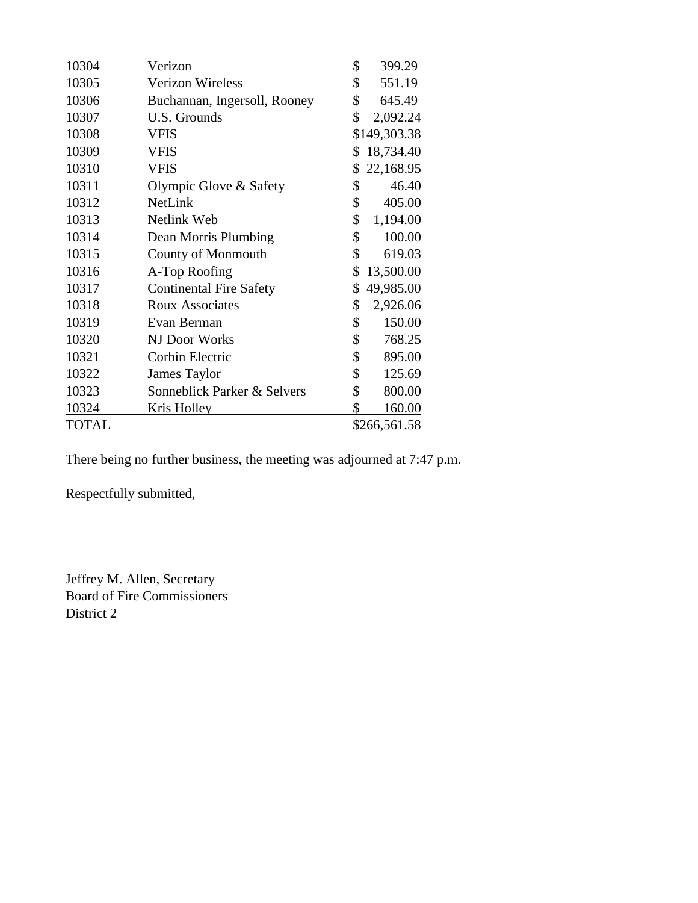| | | |
|---|---|---|
| 10304 | Verizon | $ 399.29 |
| 10305 | Verizon Wireless | $ 551.19 |
| 10306 | Buchannan, Ingersoll, Rooney | $ 645.49 |
| 10307 | U.S. Grounds | $ 2,092.24 |
| 10308 | VFIS | $149,303.38 |
| 10309 | VFIS | $ 18,734.40 |
| 10310 | VFIS | $ 22,168.95 |
| 10311 | Olympic Glove & Safety | $ 46.40 |
| 10312 | NetLink | $ 405.00 |
| 10313 | Netlink Web | $ 1,194.00 |
| 10314 | Dean Morris Plumbing | $ 100.00 |
| 10315 | County of Monmouth | $ 619.03 |
| 10316 | A-Top Roofing | $ 13,500.00 |
| 10317 | Continental Fire Safety | $ 49,985.00 |
| 10318 | Roux Associates | $ 2,926.06 |
| 10319 | Evan Berman | $ 150.00 |
| 10320 | NJ Door Works | $ 768.25 |
| 10321 | Corbin Electric | $ 895.00 |
| 10322 | James Taylor | $ 125.69 |
| 10323 | Sonneblick Parker & Selvers | $ 800.00 |
| 10324 | Kris Holley | $ 160.00 |
| TOTAL | | $266,561.58 |

There being no further business, the meeting was adjourned at 7:47 p.m.

Respectfully submitted,

Jeffrey M. Allen, Secretary
Board of Fire Commissioners
District 2